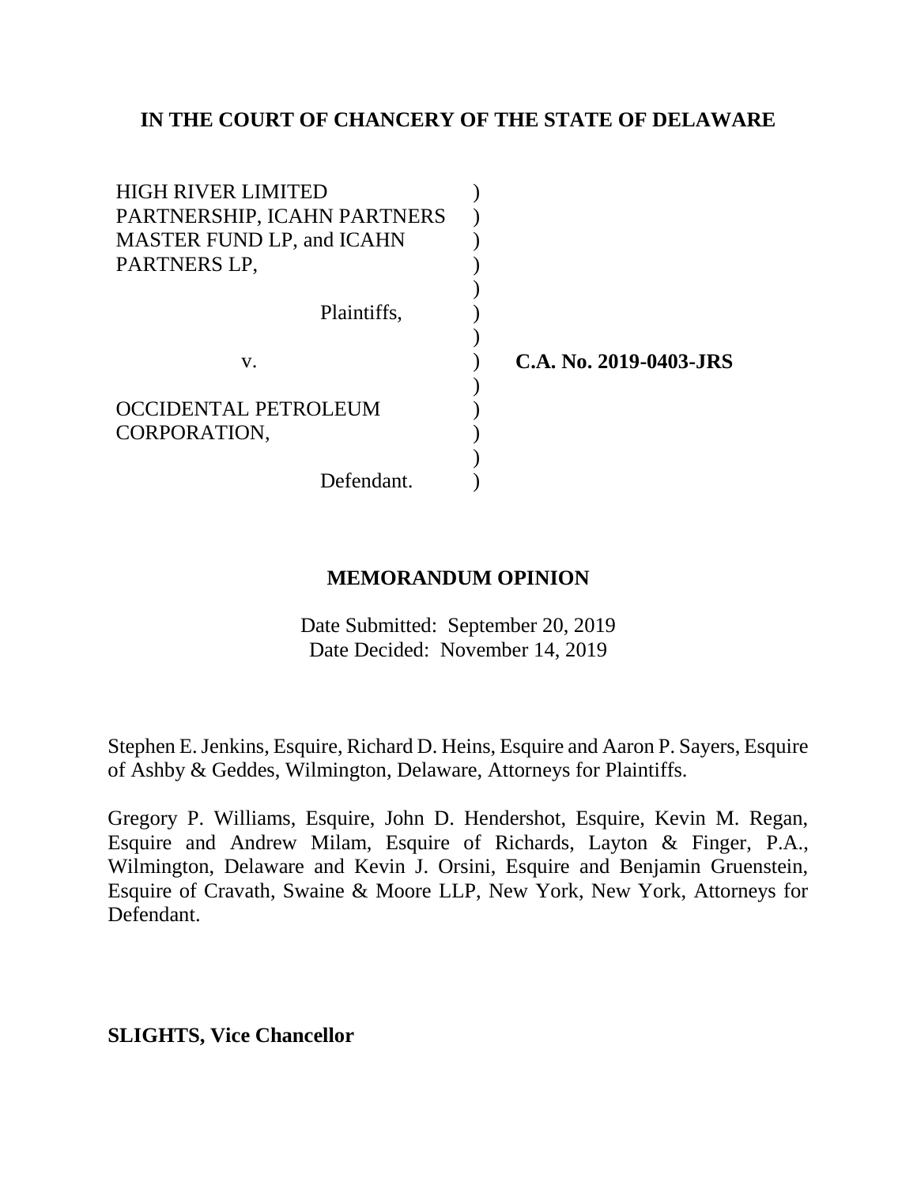**IN THE COURT OF CHANCERY OF THE STATE OF DELAWARE**

| | | |
|---|---|---|
| HIGH RIVER LIMITED PARTNERSHIP, ICAHN PARTNERS MASTER FUND LP, and ICAHN PARTNERS LP, | ) | |
| Plaintiffs, | ) | |
| v. | ) | **C.A. No. 2019-0403-JRS** |
| OCCIDENTAL PETROLEUM CORPORATION, | ) | |
| Defendant. | ) | |

**MEMORANDUM OPINION**

Date Submitted: September 20, 2019
Date Decided: November 14, 2019

Stephen E. Jenkins, Esquire, Richard D. Heins, Esquire and Aaron P. Sayers, Esquire of Ashby & Geddes, Wilmington, Delaware, Attorneys for Plaintiffs.

Gregory P. Williams, Esquire, John D. Hendershot, Esquire, Kevin M. Regan, Esquire and Andrew Milam, Esquire of Richards, Layton & Finger, P.A., Wilmington, Delaware and Kevin J. Orsini, Esquire and Benjamin Gruenstein, Esquire of Cravath, Swaine & Moore LLP, New York, New York, Attorneys for Defendant.

**SLIGHTS, Vice Chancellor**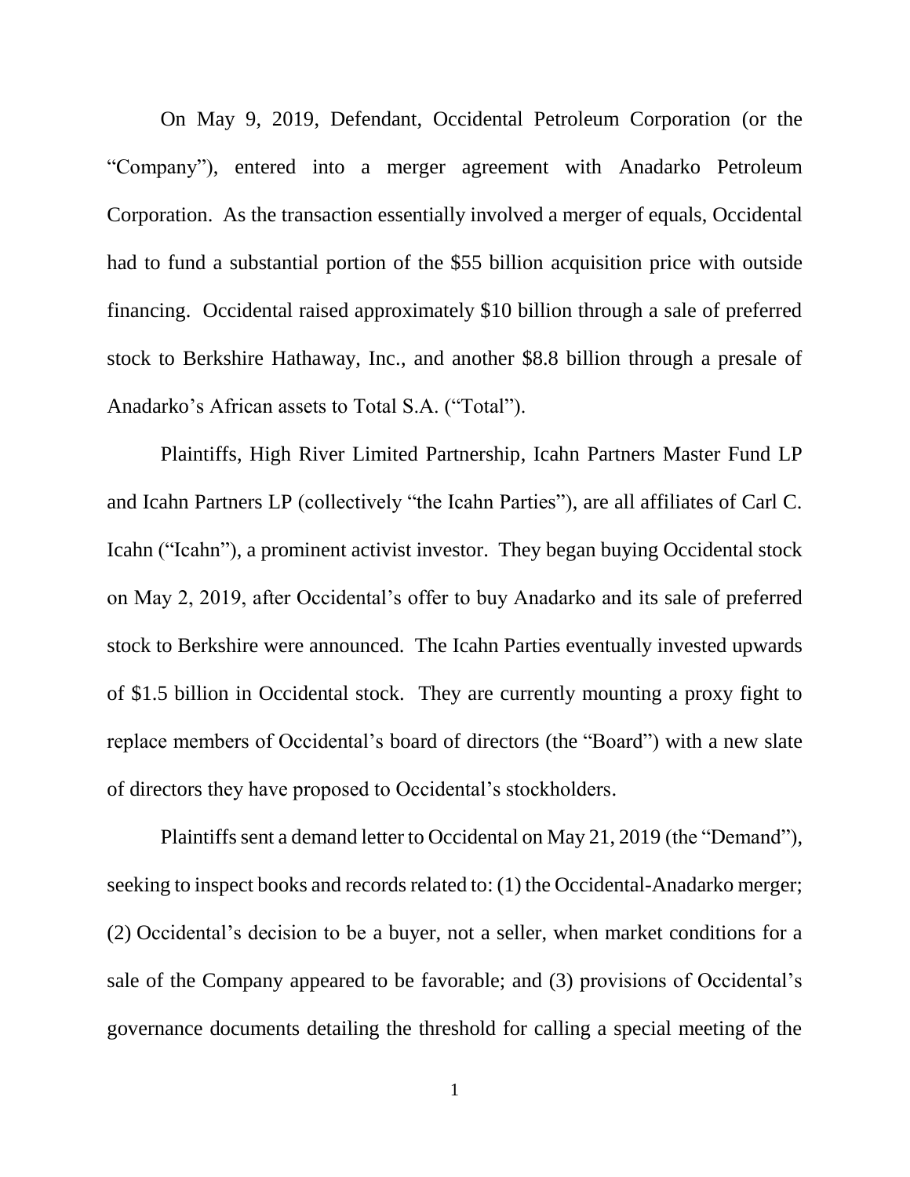On May 9, 2019, Defendant, Occidental Petroleum Corporation (or the "Company"), entered into a merger agreement with Anadarko Petroleum Corporation. As the transaction essentially involved a merger of equals, Occidental had to fund a substantial portion of the $55 billion acquisition price with outside financing. Occidental raised approximately $10 billion through a sale of preferred stock to Berkshire Hathaway, Inc., and another $8.8 billion through a presale of Anadarko's African assets to Total S.A. ("Total").

Plaintiffs, High River Limited Partnership, Icahn Partners Master Fund LP and Icahn Partners LP (collectively "the Icahn Parties"), are all affiliates of Carl C. Icahn ("Icahn"), a prominent activist investor. They began buying Occidental stock on May 2, 2019, after Occidental's offer to buy Anadarko and its sale of preferred stock to Berkshire were announced. The Icahn Parties eventually invested upwards of $1.5 billion in Occidental stock. They are currently mounting a proxy fight to replace members of Occidental's board of directors (the "Board") with a new slate of directors they have proposed to Occidental's stockholders.

Plaintiffs sent a demand letter to Occidental on May 21, 2019 (the "Demand"), seeking to inspect books and records related to: (1) the Occidental-Anadarko merger; (2) Occidental's decision to be a buyer, not a seller, when market conditions for a sale of the Company appeared to be favorable; and (3) provisions of Occidental's governance documents detailing the threshold for calling a special meeting of the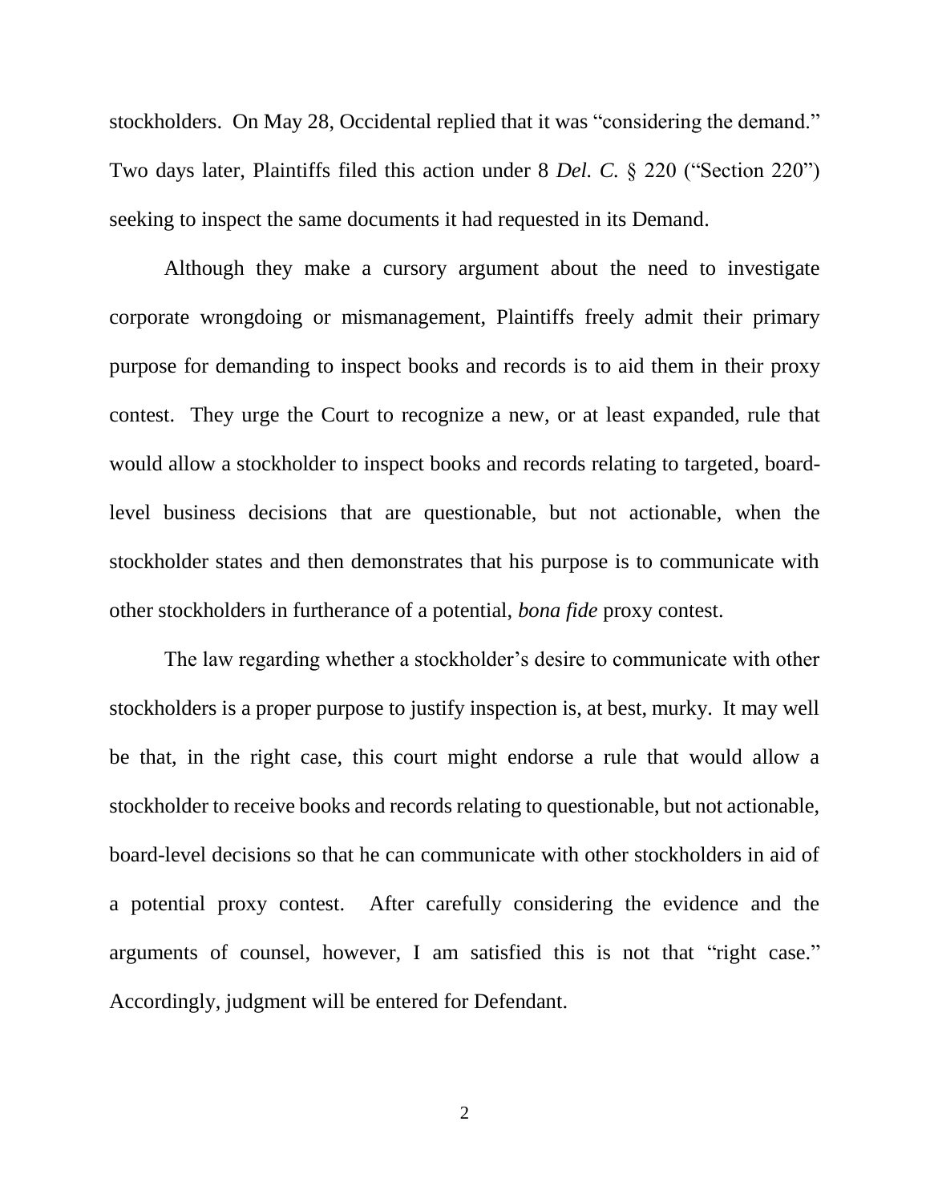stockholders. On May 28, Occidental replied that it was "considering the demand." Two days later, Plaintiffs filed this action under 8 *Del. C.* § 220 ("Section 220") seeking to inspect the same documents it had requested in its Demand.

Although they make a cursory argument about the need to investigate corporate wrongdoing or mismanagement, Plaintiffs freely admit their primary purpose for demanding to inspect books and records is to aid them in their proxy contest. They urge the Court to recognize a new, or at least expanded, rule that would allow a stockholder to inspect books and records relating to targeted, board-level business decisions that are questionable, but not actionable, when the stockholder states and then demonstrates that his purpose is to communicate with other stockholders in furtherance of a potential, *bona fide* proxy contest.

The law regarding whether a stockholder's desire to communicate with other stockholders is a proper purpose to justify inspection is, at best, murky. It may well be that, in the right case, this court might endorse a rule that would allow a stockholder to receive books and records relating to questionable, but not actionable, board-level decisions so that he can communicate with other stockholders in aid of a potential proxy contest. After carefully considering the evidence and the arguments of counsel, however, I am satisfied this is not that "right case." Accordingly, judgment will be entered for Defendant.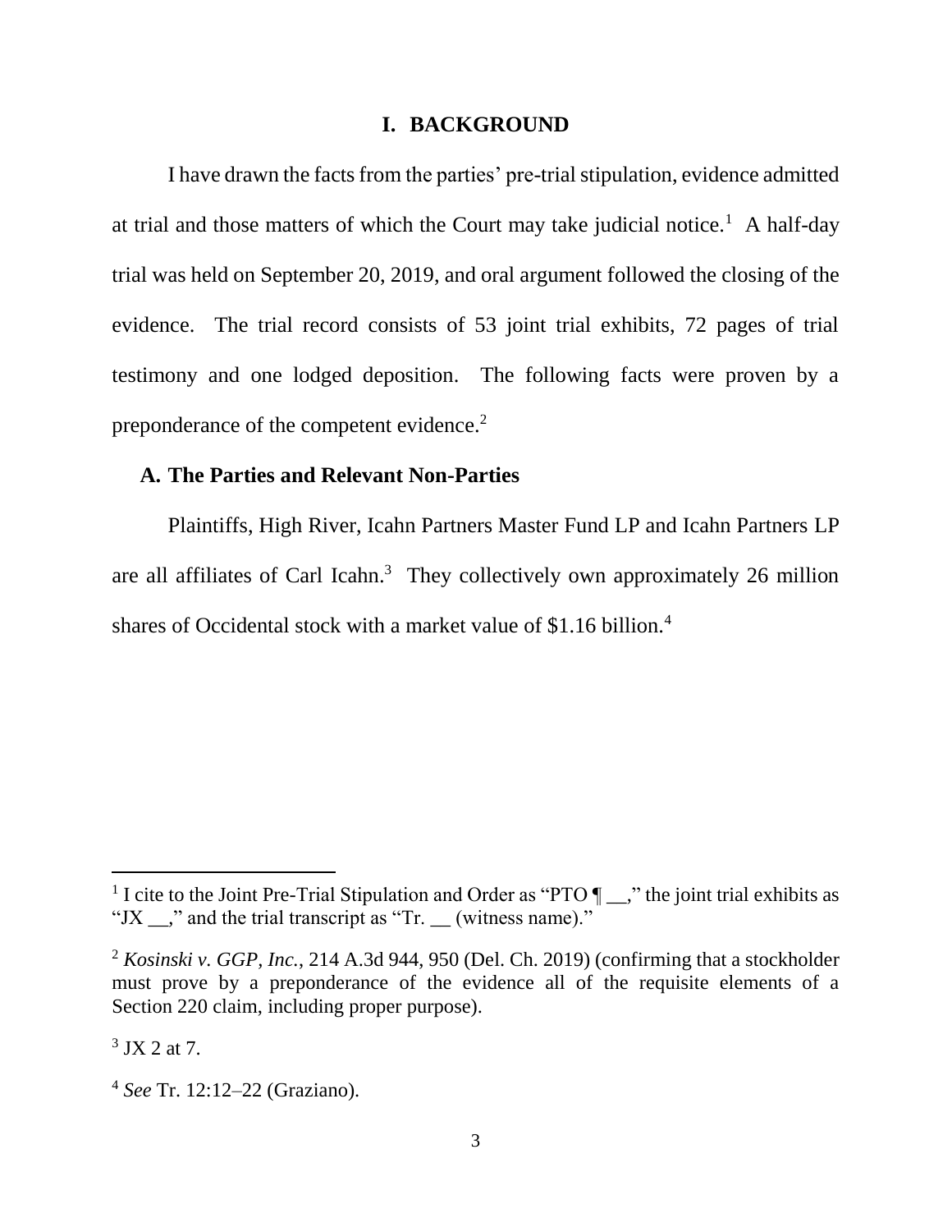# I. BACKGROUND

I have drawn the facts from the parties' pre-trial stipulation, evidence admitted at trial and those matters of which the Court may take judicial notice.[1] A half-day trial was held on September 20, 2019, and oral argument followed the closing of the evidence. The trial record consists of 53 joint trial exhibits, 72 pages of trial testimony and one lodged deposition. The following facts were proven by a preponderance of the competent evidence.[2]

## A. The Parties and Relevant Non-Parties

Plaintiffs, High River, Icahn Partners Master Fund LP and Icahn Partners LP are all affiliates of Carl Icahn.[3] They collectively own approximately 26 million shares of Occidental stock with a market value of $1.16 billion.[4]

---

[1] I cite to the Joint Pre-Trial Stipulation and Order as "PTO ¶ __," the joint trial exhibits as "JX __," and the trial transcript as "Tr. __ (witness name)."

[2] *Kosinski v. GGP, Inc.*, 214 A.3d 944, 950 (Del. Ch. 2019) (confirming that a stockholder must prove by a preponderance of the evidence all of the requisite elements of a Section 220 claim, including proper purpose).

[3] JX 2 at 7.

[4] *See* Tr. 12:12–22 (Graziano).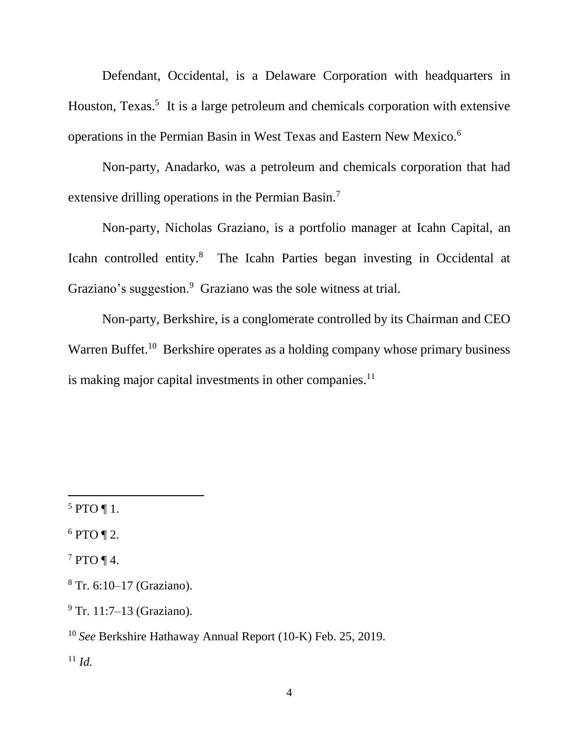Defendant, Occidental, is a Delaware Corporation with headquarters in Houston, Texas.[5] It is a large petroleum and chemicals corporation with extensive operations in the Permian Basin in West Texas and Eastern New Mexico.[6]

Non-party, Anadarko, was a petroleum and chemicals corporation that had extensive drilling operations in the Permian Basin.[7]

Non-party, Nicholas Graziano, is a portfolio manager at Icahn Capital, an Icahn controlled entity.[8] The Icahn Parties began investing in Occidental at Graziano's suggestion.[9] Graziano was the sole witness at trial.

Non-party, Berkshire, is a conglomerate controlled by its Chairman and CEO Warren Buffet.[10] Berkshire operates as a holding company whose primary business is making major capital investments in other companies.[11]

---

[5] PTO ¶ 1.

[6] PTO ¶ 2.

[7] PTO ¶ 4.

[8] Tr. 6:10–17 (Graziano).

[9] Tr. 11:7–13 (Graziano).

[10] *See* Berkshire Hathaway Annual Report (10-K) Feb. 25, 2019.

[11] *Id.*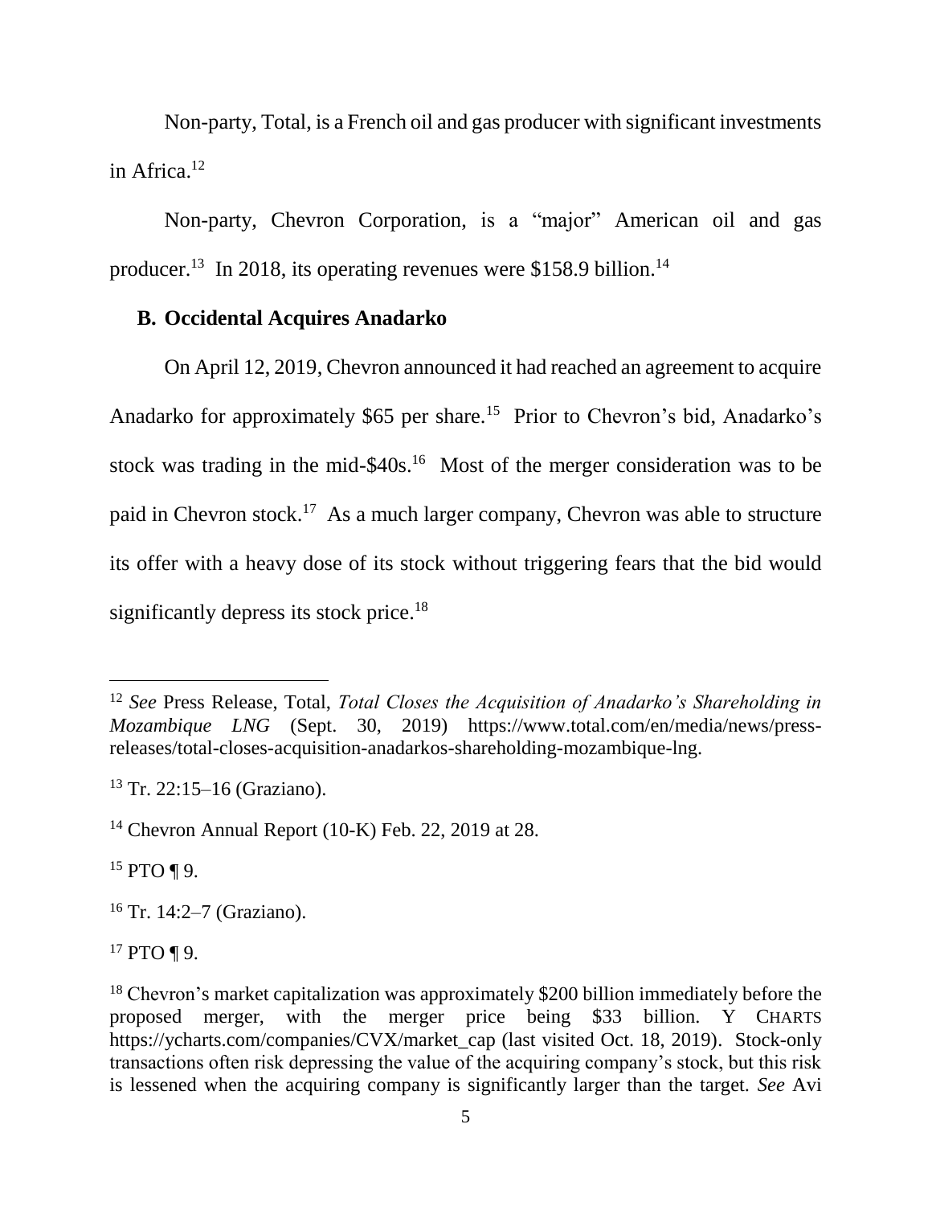Non-party, Total, is a French oil and gas producer with significant investments in Africa.[12]

Non-party, Chevron Corporation, is a "major" American oil and gas producer.[13] In 2018, its operating revenues were $158.9 billion.[14]

### B. Occidental Acquires Anadarko

On April 12, 2019, Chevron announced it had reached an agreement to acquire Anadarko for approximately $65 per share.[15] Prior to Chevron's bid, Anadarko's stock was trading in the mid-$40s.[16] Most of the merger consideration was to be paid in Chevron stock.[17] As a much larger company, Chevron was able to structure its offer with a heavy dose of its stock without triggering fears that the bid would significantly depress its stock price.[18]

---

[12] *See* Press Release, Total, *Total Closes the Acquisition of Anadarko's Shareholding in Mozambique LNG* (Sept. 30, 2019) https://www.total.com/en/media/news/press-releases/total-closes-acquisition-anadarkos-shareholding-mozambique-lng.

[13] Tr. 22:15–16 (Graziano).

[14] Chevron Annual Report (10-K) Feb. 22, 2019 at 28.

[15] PTO ¶ 9.

[16] Tr. 14:2–7 (Graziano).

[17] PTO ¶ 9.

[18] Chevron's market capitalization was approximately $200 billion immediately before the proposed merger, with the merger price being $33 billion. Y CHARTS https://ycharts.com/companies/CVX/market_cap (last visited Oct. 18, 2019). Stock-only transactions often risk depressing the value of the acquiring company's stock, but this risk is lessened when the acquiring company is significantly larger than the target. *See* Avi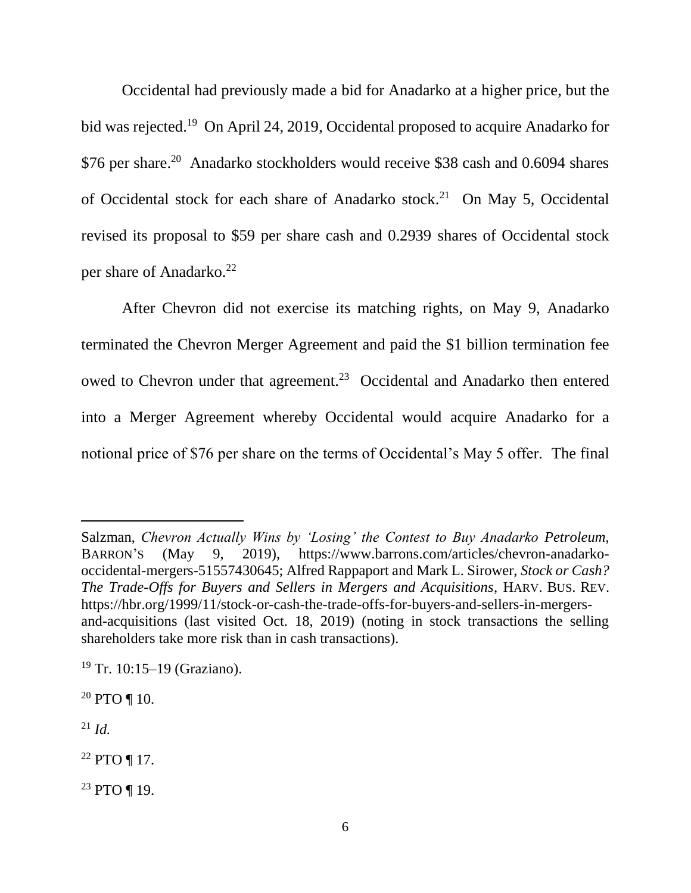Occidental had previously made a bid for Anadarko at a higher price, but the bid was rejected.[19] On April 24, 2019, Occidental proposed to acquire Anadarko for \$76 per share.[20] Anadarko stockholders would receive \$38 cash and 0.6094 shares of Occidental stock for each share of Anadarko stock.[21] On May 5, Occidental revised its proposal to \$59 per share cash and 0.2939 shares of Occidental stock per share of Anadarko.[22]

After Chevron did not exercise its matching rights, on May 9, Anadarko terminated the Chevron Merger Agreement and paid the \$1 billion termination fee owed to Chevron under that agreement.[23] Occidental and Anadarko then entered into a Merger Agreement whereby Occidental would acquire Anadarko for a notional price of \$76 per share on the terms of Occidental's May 5 offer. The final

---

Salzman, *Chevron Actually Wins by 'Losing' the Contest to Buy Anadarko Petroleum*, BARRON'S (May 9, 2019), https://www.barrons.com/articles/chevron-anadarko-occidental-mergers-51557430645; Alfred Rappaport and Mark L. Sirower, *Stock or Cash? The Trade-Offs for Buyers and Sellers in Mergers and Acquisitions*, HARV. BUS. REV. https://hbr.org/1999/11/stock-or-cash-the-trade-offs-for-buyers-and-sellers-in-mergers-and-acquisitions (last visited Oct. 18, 2019) (noting in stock transactions the selling shareholders take more risk than in cash transactions).

[19] Tr. 10:15–19 (Graziano).

[20] PTO ¶ 10.

[21] *Id.*

[22] PTO ¶ 17.

[23] PTO ¶ 19.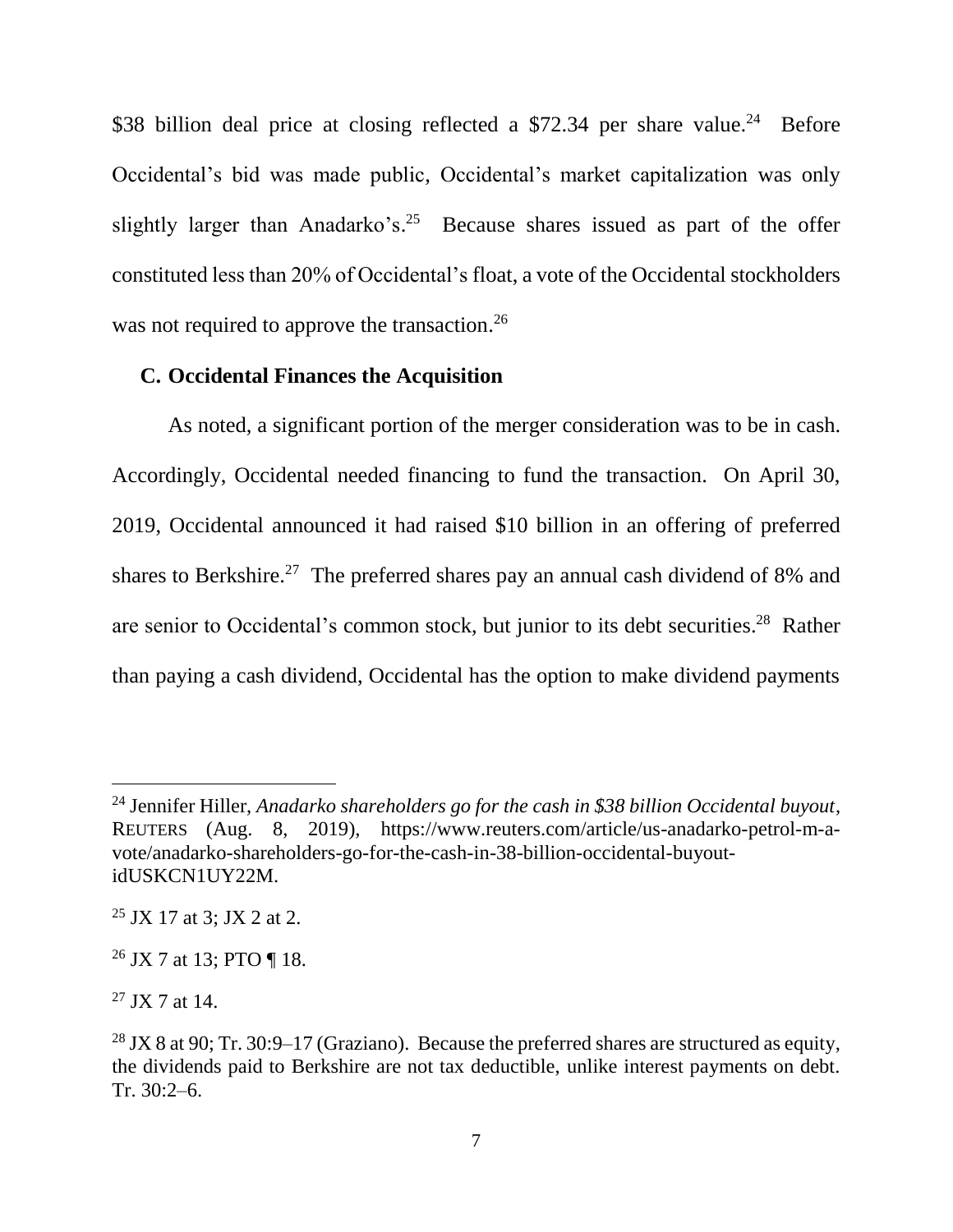$38 billion deal price at closing reflected a $72.34 per share value.[24] Before Occidental's bid was made public, Occidental's market capitalization was only slightly larger than Anadarko's.[25] Because shares issued as part of the offer constituted less than 20% of Occidental's float, a vote of the Occidental stockholders was not required to approve the transaction.[26]

### C. Occidental Finances the Acquisition

As noted, a significant portion of the merger consideration was to be in cash. Accordingly, Occidental needed financing to fund the transaction. On April 30, 2019, Occidental announced it had raised $10 billion in an offering of preferred shares to Berkshire.[27] The preferred shares pay an annual cash dividend of 8% and are senior to Occidental's common stock, but junior to its debt securities.[28] Rather than paying a cash dividend, Occidental has the option to make dividend payments

---

[24] Jennifer Hiller, *Anadarko shareholders go for the cash in $38 billion Occidental buyout*, REUTERS (Aug. 8, 2019), https://www.reuters.com/article/us-anadarko-petrol-m-a-vote/anadarko-shareholders-go-for-the-cash-in-38-billion-occidental-buyout-idUSKCN1UY22M.

[25] JX 17 at 3; JX 2 at 2.

[26] JX 7 at 13; PTO ¶ 18.

[27] JX 7 at 14.

[28] JX 8 at 90; Tr. 30:9–17 (Graziano). Because the preferred shares are structured as equity, the dividends paid to Berkshire are not tax deductible, unlike interest payments on debt. Tr. 30:2–6.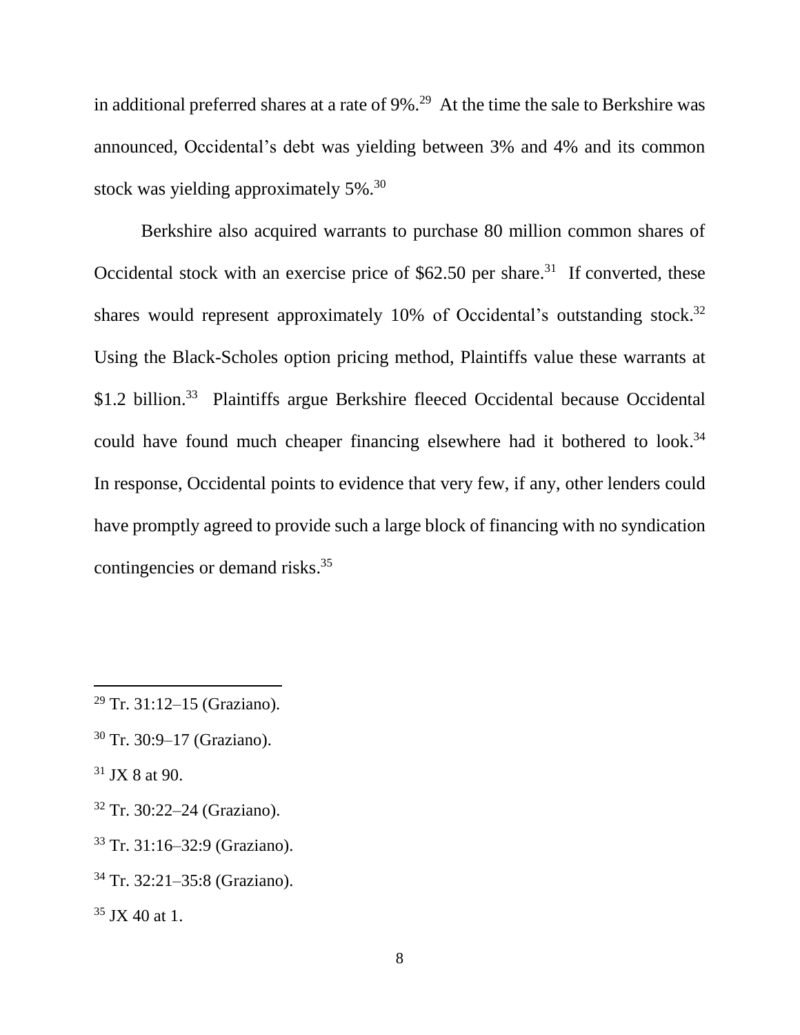in additional preferred shares at a rate of 9%.[29] At the time the sale to Berkshire was announced, Occidental's debt was yielding between 3% and 4% and its common stock was yielding approximately 5%.[30]

Berkshire also acquired warrants to purchase 80 million common shares of Occidental stock with an exercise price of $62.50 per share.[31] If converted, these shares would represent approximately 10% of Occidental's outstanding stock.[32] Using the Black-Scholes option pricing method, Plaintiffs value these warrants at $1.2 billion.[33] Plaintiffs argue Berkshire fleeced Occidental because Occidental could have found much cheaper financing elsewhere had it bothered to look.[34] In response, Occidental points to evidence that very few, if any, other lenders could have promptly agreed to provide such a large block of financing with no syndication contingencies or demand risks.[35]

---

[29] Tr. 31:12–15 (Graziano).

[30] Tr. 30:9–17 (Graziano).

[31] JX 8 at 90.

[32] Tr. 30:22–24 (Graziano).

[33] Tr. 31:16–32:9 (Graziano).

[34] Tr. 32:21–35:8 (Graziano).

[35] JX 40 at 1.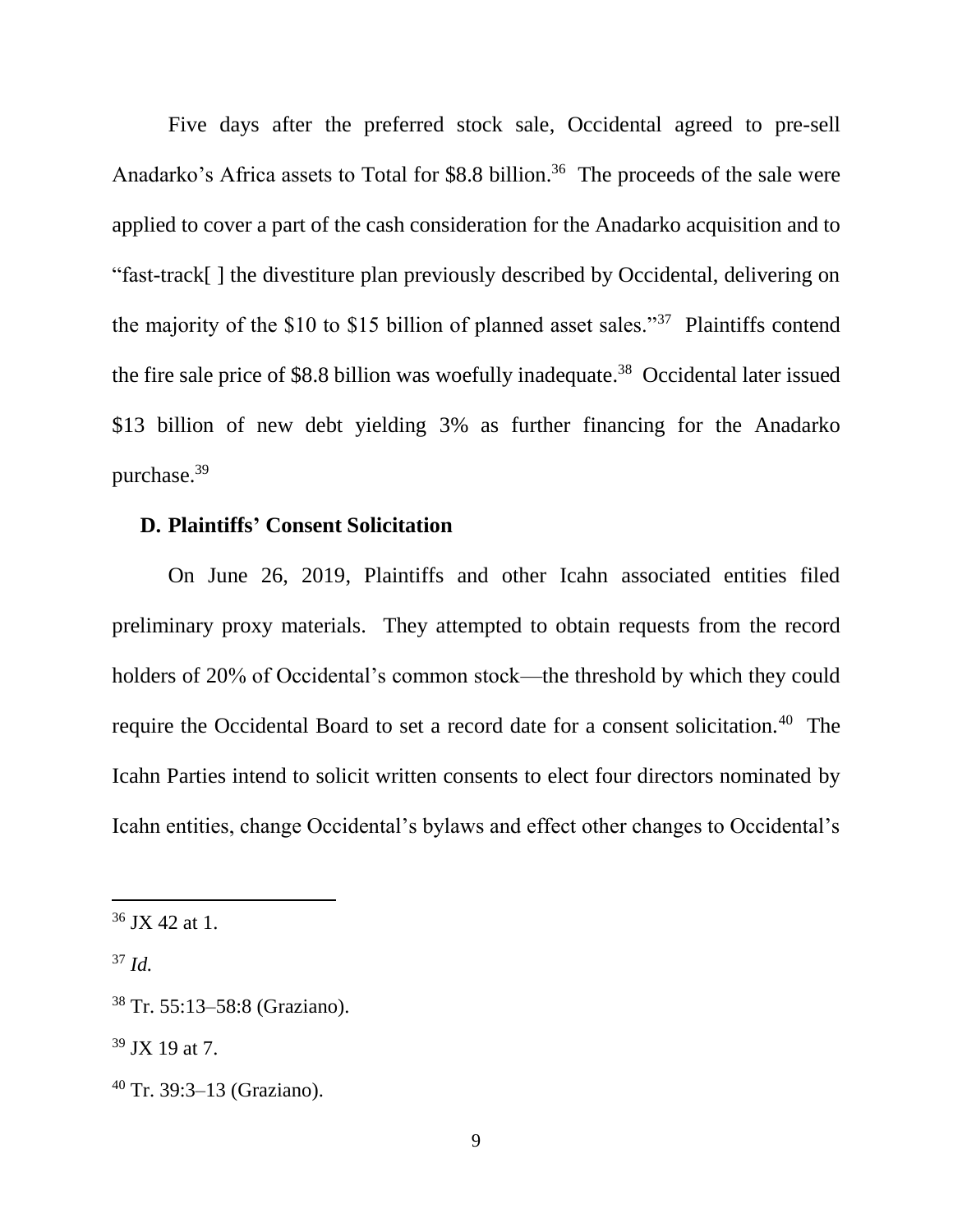Five days after the preferred stock sale, Occidental agreed to pre-sell Anadarko's Africa assets to Total for $8.8 billion.[36] The proceeds of the sale were applied to cover a part of the cash consideration for the Anadarko acquisition and to "fast-track[ ] the divestiture plan previously described by Occidental, delivering on the majority of the $10 to $15 billion of planned asset sales."[37] Plaintiffs contend the fire sale price of $8.8 billion was woefully inadequate.[38] Occidental later issued $13 billion of new debt yielding 3% as further financing for the Anadarko purchase.[39]

### D. Plaintiffs' Consent Solicitation

On June 26, 2019, Plaintiffs and other Icahn associated entities filed preliminary proxy materials. They attempted to obtain requests from the record holders of 20% of Occidental's common stock—the threshold by which they could require the Occidental Board to set a record date for a consent solicitation.[40] The Icahn Parties intend to solicit written consents to elect four directors nominated by Icahn entities, change Occidental's bylaws and effect other changes to Occidental's

---

[36] JX 42 at 1.

[37] *Id.*

[38] Tr. 55:13–58:8 (Graziano).

[39] JX 19 at 7.

[40] Tr. 39:3–13 (Graziano).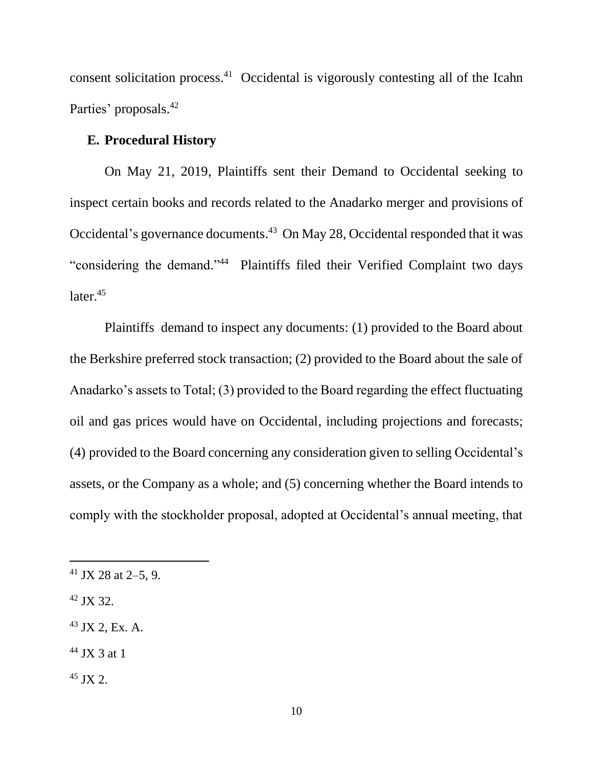consent solicitation process.[41] Occidental is vigorously contesting all of the Icahn Parties' proposals.[42]

### E. Procedural History

On May 21, 2019, Plaintiffs sent their Demand to Occidental seeking to inspect certain books and records related to the Anadarko merger and provisions of Occidental's governance documents.[43] On May 28, Occidental responded that it was "considering the demand."[44] Plaintiffs filed their Verified Complaint two days later.[45]

Plaintiffs demand to inspect any documents: (1) provided to the Board about the Berkshire preferred stock transaction; (2) provided to the Board about the sale of Anadarko's assets to Total; (3) provided to the Board regarding the effect fluctuating oil and gas prices would have on Occidental, including projections and forecasts; (4) provided to the Board concerning any consideration given to selling Occidental's assets, or the Company as a whole; and (5) concerning whether the Board intends to comply with the stockholder proposal, adopted at Occidental's annual meeting, that

---

[41] JX 28 at 2–5, 9.

[42] JX 32.

[43] JX 2, Ex. A.

[44] JX 3 at 1

[45] JX 2.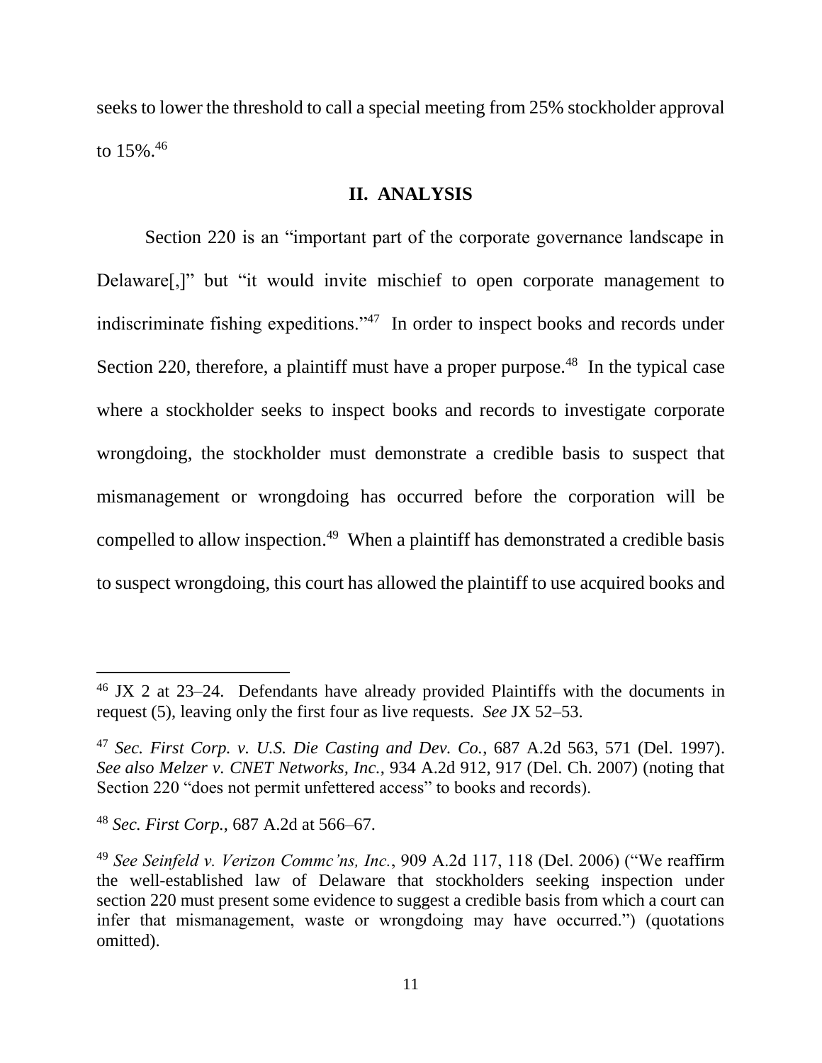seeks to lower the threshold to call a special meeting from 25% stockholder approval to 15%.[46]

## II. ANALYSIS

Section 220 is an "important part of the corporate governance landscape in Delaware[,]" but "it would invite mischief to open corporate management to indiscriminate fishing expeditions."[47] In order to inspect books and records under Section 220, therefore, a plaintiff must have a proper purpose.[48] In the typical case where a stockholder seeks to inspect books and records to investigate corporate wrongdoing, the stockholder must demonstrate a credible basis to suspect that mismanagement or wrongdoing has occurred before the corporation will be compelled to allow inspection.[49] When a plaintiff has demonstrated a credible basis to suspect wrongdoing, this court has allowed the plaintiff to use acquired books and

---

[46] JX 2 at 23–24. Defendants have already provided Plaintiffs with the documents in request (5), leaving only the first four as live requests. *See* JX 52–53.

[47] *Sec. First Corp. v. U.S. Die Casting and Dev. Co.*, 687 A.2d 563, 571 (Del. 1997). *See also Melzer v. CNET Networks, Inc.*, 934 A.2d 912, 917 (Del. Ch. 2007) (noting that Section 220 "does not permit unfettered access" to books and records).

[48] *Sec. First Corp.*, 687 A.2d at 566–67.

[49] *See Seinfeld v. Verizon Commc'ns, Inc.*, 909 A.2d 117, 118 (Del. 2006) ("We reaffirm the well-established law of Delaware that stockholders seeking inspection under section 220 must present some evidence to suggest a credible basis from which a court can infer that mismanagement, waste or wrongdoing may have occurred.") (quotations omitted).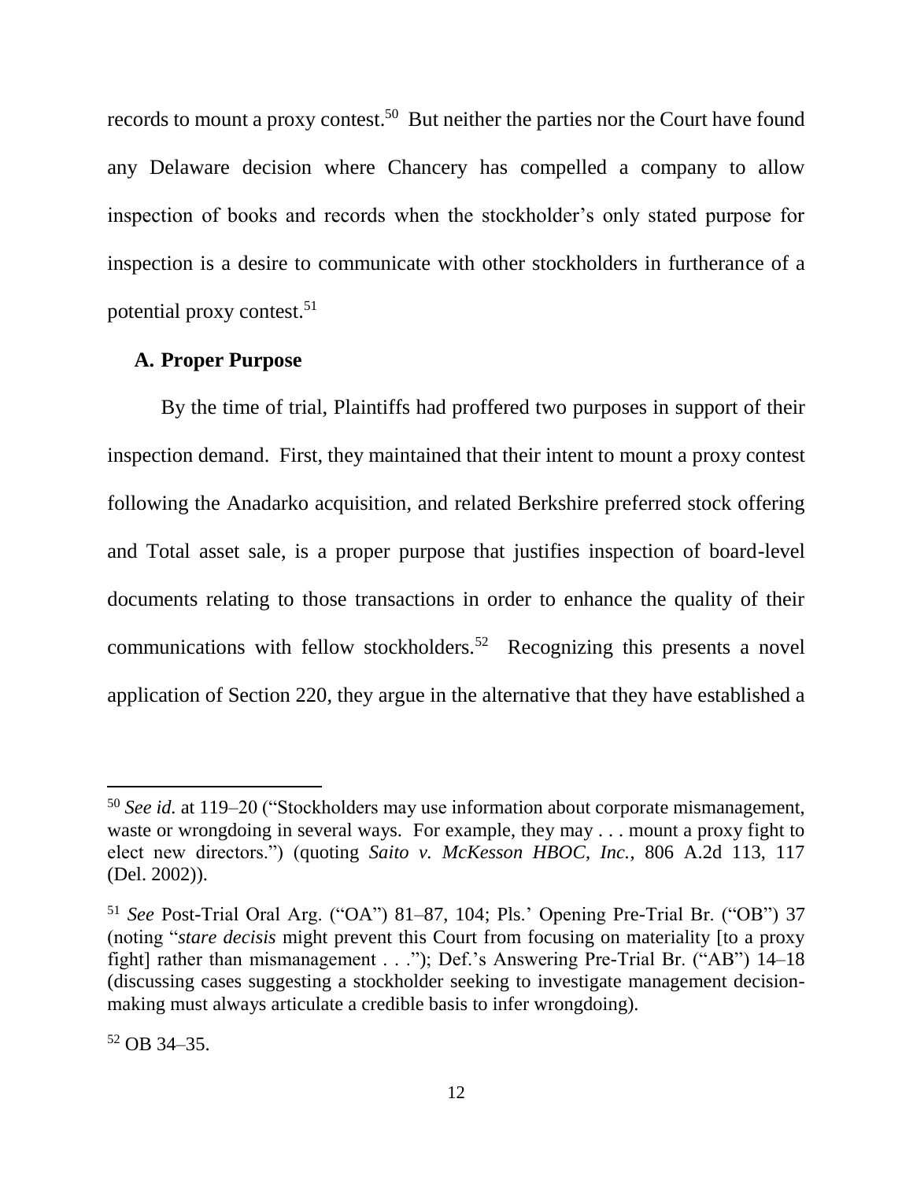records to mount a proxy contest.[50] But neither the parties nor the Court have found any Delaware decision where Chancery has compelled a company to allow inspection of books and records when the stockholder's only stated purpose for inspection is a desire to communicate with other stockholders in furtherance of a potential proxy contest.[51]

### A. Proper Purpose

By the time of trial, Plaintiffs had proffered two purposes in support of their inspection demand. First, they maintained that their intent to mount a proxy contest following the Anadarko acquisition, and related Berkshire preferred stock offering and Total asset sale, is a proper purpose that justifies inspection of board-level documents relating to those transactions in order to enhance the quality of their communications with fellow stockholders.[52] Recognizing this presents a novel application of Section 220, they argue in the alternative that they have established a

---

[50] *See id.* at 119–20 ("Stockholders may use information about corporate mismanagement, waste or wrongdoing in several ways. For example, they may . . . mount a proxy fight to elect new directors.") (quoting *Saito v. McKesson HBOC, Inc.*, 806 A.2d 113, 117 (Del. 2002)).

[51] *See* Post-Trial Oral Arg. ("OA") 81–87, 104; Pls.' Opening Pre-Trial Br. ("OB") 37 (noting "*stare decisis* might prevent this Court from focusing on materiality [to a proxy fight] rather than mismanagement . . ."); Def.'s Answering Pre-Trial Br. ("AB") 14–18 (discussing cases suggesting a stockholder seeking to investigate management decision-making must always articulate a credible basis to infer wrongdoing).

[52] OB 34–35.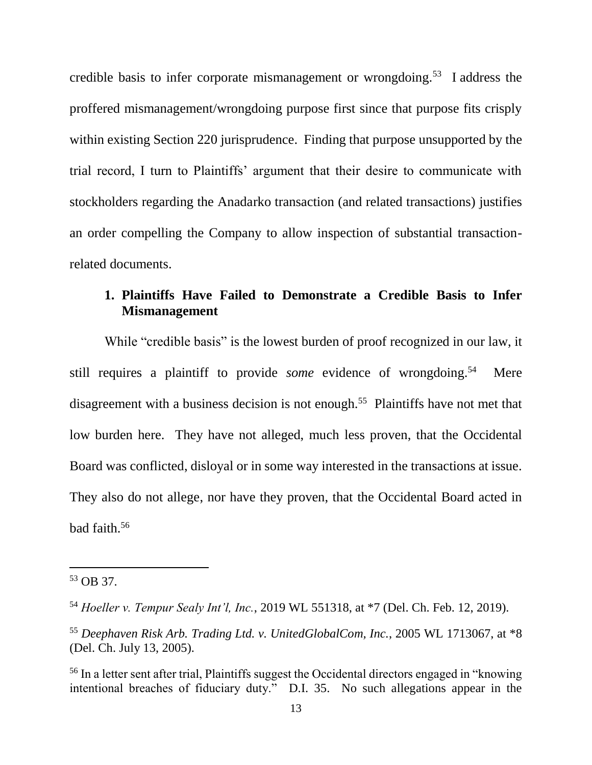credible basis to infer corporate mismanagement or wrongdoing.[53] I address the proffered mismanagement/wrongdoing purpose first since that purpose fits crisply within existing Section 220 jurisprudence. Finding that purpose unsupported by the trial record, I turn to Plaintiffs' argument that their desire to communicate with stockholders regarding the Anadarko transaction (and related transactions) justifies an order compelling the Company to allow inspection of substantial transaction-related documents.

### 1. Plaintiffs Have Failed to Demonstrate a Credible Basis to Infer Mismanagement

While "credible basis" is the lowest burden of proof recognized in our law, it still requires a plaintiff to provide *some* evidence of wrongdoing.[54] Mere disagreement with a business decision is not enough.[55] Plaintiffs have not met that low burden here. They have not alleged, much less proven, that the Occidental Board was conflicted, disloyal or in some way interested in the transactions at issue. They also do not allege, nor have they proven, that the Occidental Board acted in bad faith.[56]

---

[53] OB 37.

[54] *Hoeller v. Tempur Sealy Int'l, Inc.*, 2019 WL 551318, at *7 (Del. Ch. Feb. 12, 2019).

[55] *Deephaven Risk Arb. Trading Ltd. v. UnitedGlobalCom, Inc.*, 2005 WL 1713067, at *8 (Del. Ch. July 13, 2005).

[56] In a letter sent after trial, Plaintiffs suggest the Occidental directors engaged in "knowing intentional breaches of fiduciary duty." D.I. 35. No such allegations appear in the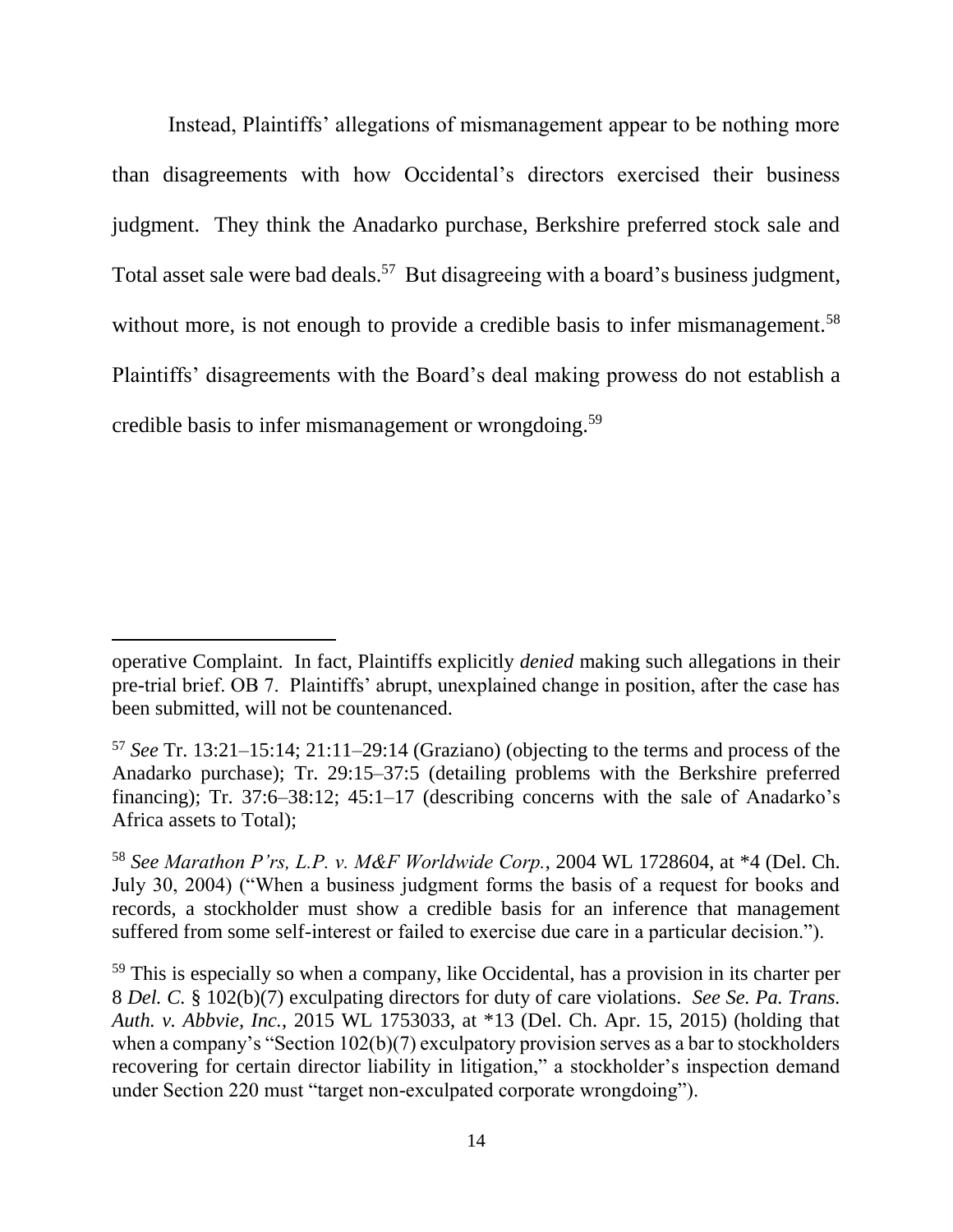Instead, Plaintiffs' allegations of mismanagement appear to be nothing more than disagreements with how Occidental's directors exercised their business judgment. They think the Anadarko purchase, Berkshire preferred stock sale and Total asset sale were bad deals.[57] But disagreeing with a board's business judgment, without more, is not enough to provide a credible basis to infer mismanagement.[58] Plaintiffs' disagreements with the Board's deal making prowess do not establish a credible basis to infer mismanagement or wrongdoing.[59]

---

operative Complaint. In fact, Plaintiffs explicitly *denied* making such allegations in their pre-trial brief. OB 7. Plaintiffs' abrupt, unexplained change in position, after the case has been submitted, will not be countenanced.

[57] *See* Tr. 13:21–15:14; 21:11–29:14 (Graziano) (objecting to the terms and process of the Anadarko purchase); Tr. 29:15–37:5 (detailing problems with the Berkshire preferred financing); Tr. 37:6–38:12; 45:1–17 (describing concerns with the sale of Anadarko's Africa assets to Total);

[58] *See Marathon P'rs, L.P. v. M&F Worldwide Corp.*, 2004 WL 1728604, at *4 (Del. Ch. July 30, 2004) ("When a business judgment forms the basis of a request for books and records, a stockholder must show a credible basis for an inference that management suffered from some self-interest or failed to exercise due care in a particular decision.").

[59] This is especially so when a company, like Occidental, has a provision in its charter per 8 *Del. C.* § 102(b)(7) exculpating directors for duty of care violations. *See Se. Pa. Trans. Auth. v. Abbvie, Inc.*, 2015 WL 1753033, at *13 (Del. Ch. Apr. 15, 2015) (holding that when a company's "Section 102(b)(7) exculpatory provision serves as a bar to stockholders recovering for certain director liability in litigation," a stockholder's inspection demand under Section 220 must "target non-exculpated corporate wrongdoing").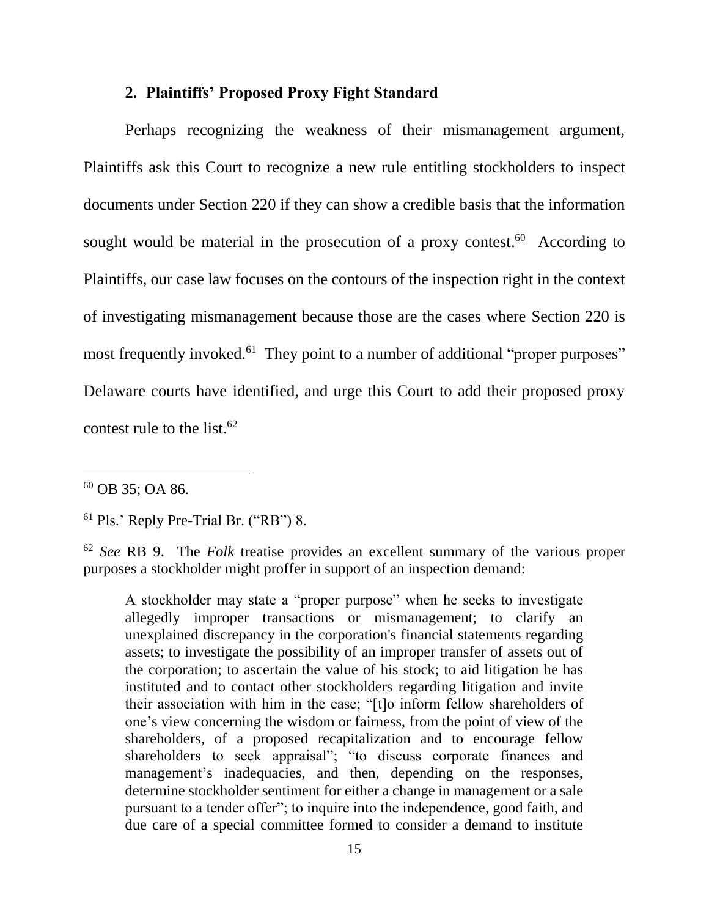### 2. Plaintiffs' Proposed Proxy Fight Standard

Perhaps recognizing the weakness of their mismanagement argument, Plaintiffs ask this Court to recognize a new rule entitling stockholders to inspect documents under Section 220 if they can show a credible basis that the information sought would be material in the prosecution of a proxy contest.[60] According to Plaintiffs, our case law focuses on the contours of the inspection right in the context of investigating mismanagement because those are the cases where Section 220 is most frequently invoked.[61] They point to a number of additional "proper purposes" Delaware courts have identified, and urge this Court to add their proposed proxy contest rule to the list.[62]

---

[60] OB 35; OA 86.

[61] Pls.' Reply Pre-Trial Br. ("RB") 8.

[62] *See* RB 9. The *Folk* treatise provides an excellent summary of the various proper purposes a stockholder might proffer in support of an inspection demand:

> A stockholder may state a "proper purpose" when he seeks to investigate allegedly improper transactions or mismanagement; to clarify an unexplained discrepancy in the corporation's financial statements regarding assets; to investigate the possibility of an improper transfer of assets out of the corporation; to ascertain the value of his stock; to aid litigation he has instituted and to contact other stockholders regarding litigation and invite their association with him in the case; "[t]o inform fellow shareholders of one's view concerning the wisdom or fairness, from the point of view of the shareholders, of a proposed recapitalization and to encourage fellow shareholders to seek appraisal"; "to discuss corporate finances and management's inadequacies, and then, depending on the responses, determine stockholder sentiment for either a change in management or a sale pursuant to a tender offer"; to inquire into the independence, good faith, and due care of a special committee formed to consider a demand to institute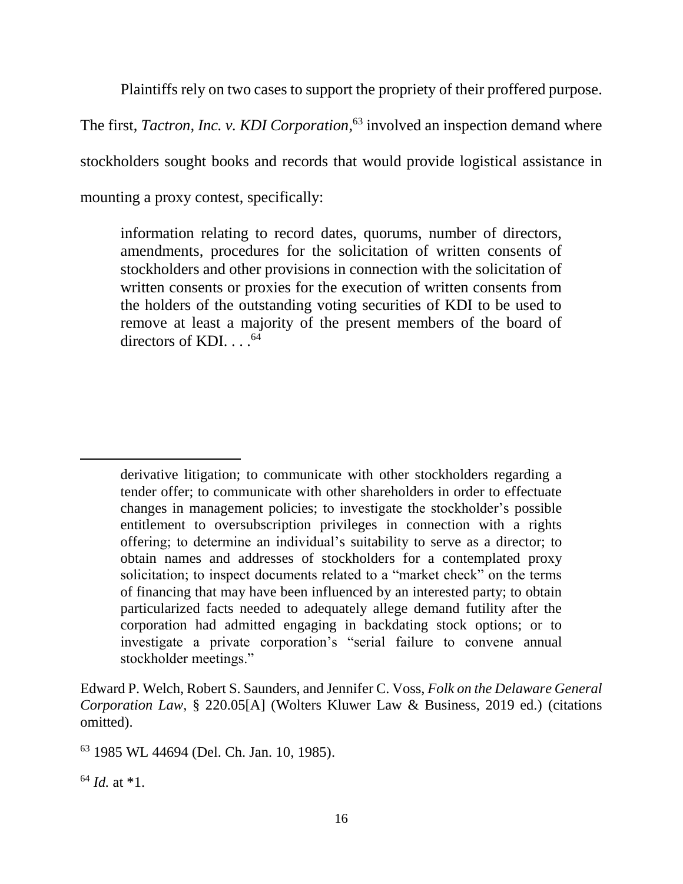Plaintiffs rely on two cases to support the propriety of their proffered purpose. The first, *Tactron, Inc. v. KDI Corporation*,[63] involved an inspection demand where stockholders sought books and records that would provide logistical assistance in mounting a proxy contest, specifically:

> information relating to record dates, quorums, number of directors, amendments, procedures for the solicitation of written consents of stockholders and other provisions in connection with the solicitation of written consents or proxies for the execution of written consents from the holders of the outstanding voting securities of KDI to be used to remove at least a majority of the present members of the board of directors of KDI. . . .[64]

---

> derivative litigation; to communicate with other stockholders regarding a tender offer; to communicate with other shareholders in order to effectuate changes in management policies; to investigate the stockholder's possible entitlement to oversubscription privileges in connection with a rights offering; to determine an individual's suitability to serve as a director; to obtain names and addresses of stockholders for a contemplated proxy solicitation; to inspect documents related to a "market check" on the terms of financing that may have been influenced by an interested party; to obtain particularized facts needed to adequately allege demand futility after the corporation had admitted engaging in backdating stock options; or to investigate a private corporation's "serial failure to convene annual stockholder meetings."

Edward P. Welch, Robert S. Saunders, and Jennifer C. Voss, *Folk on the Delaware General Corporation Law*, § 220.05[A] (Wolters Kluwer Law & Business, 2019 ed.) (citations omitted).

[63] 1985 WL 44694 (Del. Ch. Jan. 10, 1985).

[64] *Id.* at *1.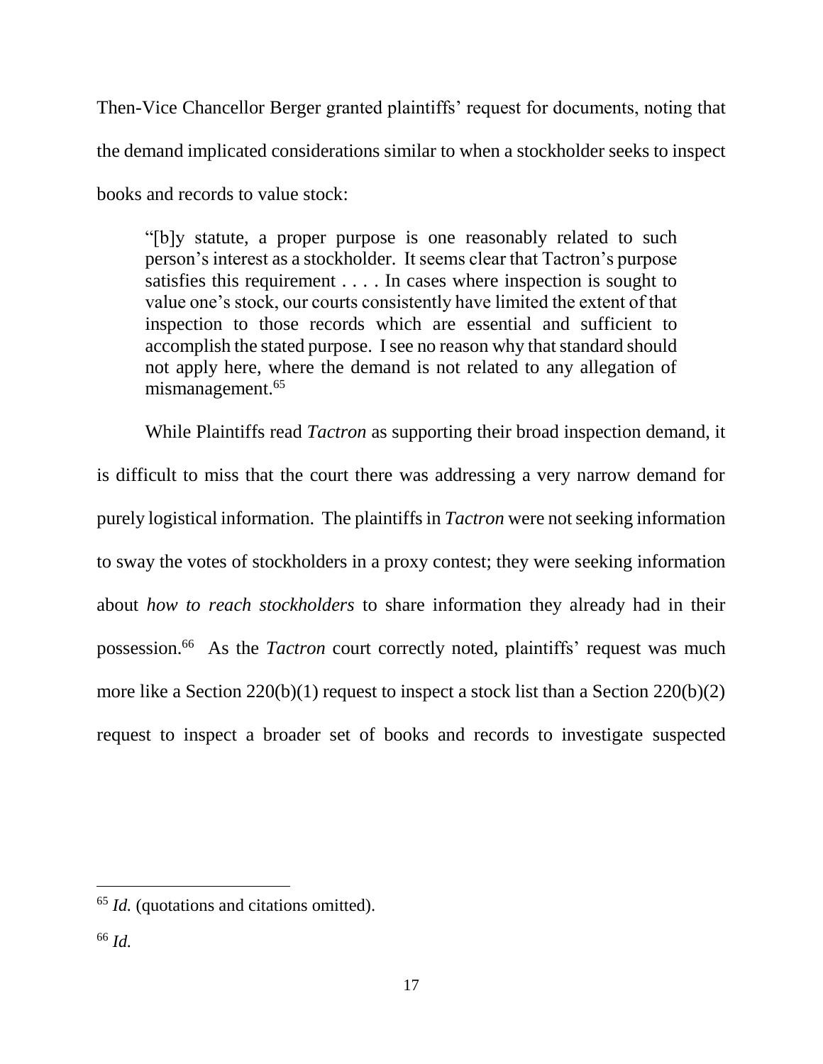Then-Vice Chancellor Berger granted plaintiffs' request for documents, noting that the demand implicated considerations similar to when a stockholder seeks to inspect books and records to value stock:

> "[b]y statute, a proper purpose is one reasonably related to such person's interest as a stockholder. It seems clear that Tactron's purpose satisfies this requirement . . . . In cases where inspection is sought to value one's stock, our courts consistently have limited the extent of that inspection to those records which are essential and sufficient to accomplish the stated purpose. I see no reason why that standard should not apply here, where the demand is not related to any allegation of mismanagement.[65]

While Plaintiffs read *Tactron* as supporting their broad inspection demand, it is difficult to miss that the court there was addressing a very narrow demand for purely logistical information. The plaintiffs in *Tactron* were not seeking information to sway the votes of stockholders in a proxy contest; they were seeking information about *how to reach stockholders* to share information they already had in their possession.[66] As the *Tactron* court correctly noted, plaintiffs' request was much more like a Section 220(b)(1) request to inspect a stock list than a Section 220(b)(2) request to inspect a broader set of books and records to investigate suspected

---

[65] *Id.* (quotations and citations omitted).

[66] *Id.*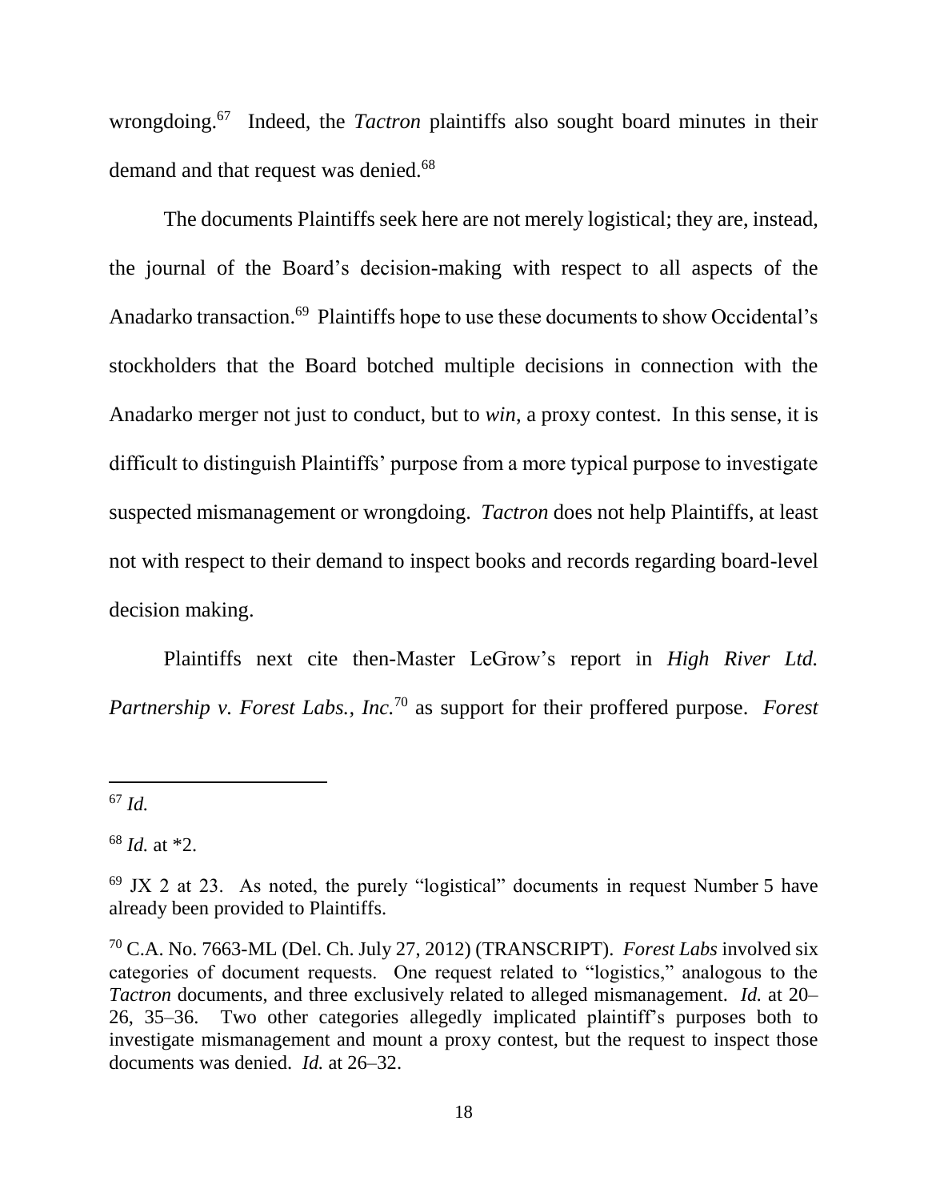wrongdoing.[67] Indeed, the *Tactron* plaintiffs also sought board minutes in their demand and that request was denied.[68]

The documents Plaintiffs seek here are not merely logistical; they are, instead, the journal of the Board's decision-making with respect to all aspects of the Anadarko transaction.[69] Plaintiffs hope to use these documents to show Occidental's stockholders that the Board botched multiple decisions in connection with the Anadarko merger not just to conduct, but to *win*, a proxy contest. In this sense, it is difficult to distinguish Plaintiffs' purpose from a more typical purpose to investigate suspected mismanagement or wrongdoing. *Tactron* does not help Plaintiffs, at least not with respect to their demand to inspect books and records regarding board-level decision making.

Plaintiffs next cite then-Master LeGrow's report in *High River Ltd. Partnership v. Forest Labs., Inc.*[70] as support for their proffered purpose. *Forest*

---

[67] *Id.*

[68] *Id.* at *2.

[69] JX 2 at 23. As noted, the purely "logistical" documents in request Number 5 have already been provided to Plaintiffs.

[70] C.A. No. 7663-ML (Del. Ch. July 27, 2012) (TRANSCRIPT). *Forest Labs* involved six categories of document requests. One request related to "logistics," analogous to the *Tactron* documents, and three exclusively related to alleged mismanagement. *Id.* at 20–26, 35–36. Two other categories allegedly implicated plaintiff's purposes both to investigate mismanagement and mount a proxy contest, but the request to inspect those documents was denied. *Id.* at 26–32.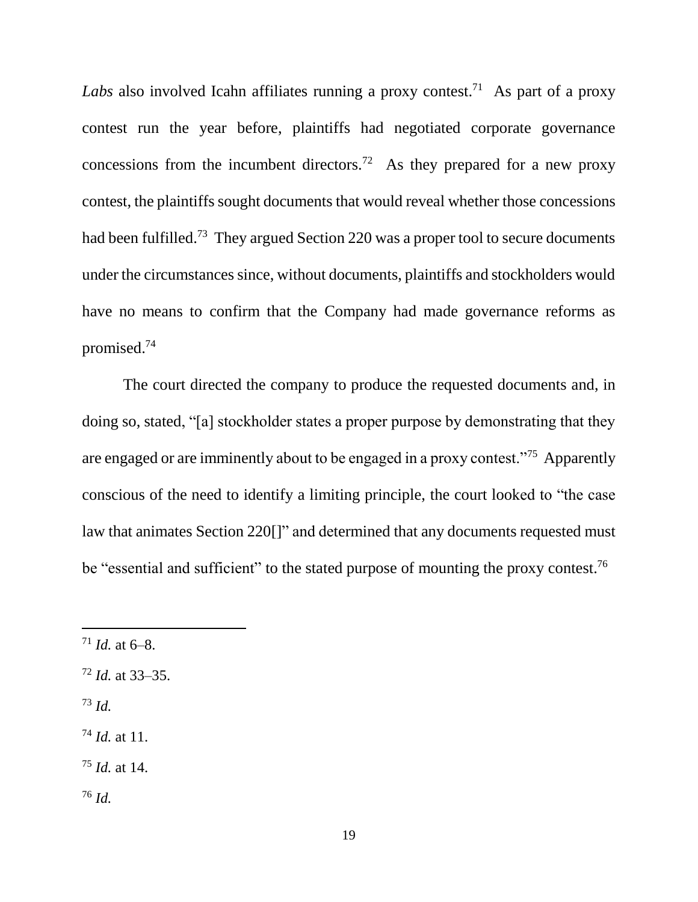*Labs* also involved Icahn affiliates running a proxy contest.[71] As part of a proxy contest run the year before, plaintiffs had negotiated corporate governance concessions from the incumbent directors.[72] As they prepared for a new proxy contest, the plaintiffs sought documents that would reveal whether those concessions had been fulfilled.[73] They argued Section 220 was a proper tool to secure documents under the circumstances since, without documents, plaintiffs and stockholders would have no means to confirm that the Company had made governance reforms as promised.[74]

The court directed the company to produce the requested documents and, in doing so, stated, "[a] stockholder states a proper purpose by demonstrating that they are engaged or are imminently about to be engaged in a proxy contest."[75] Apparently conscious of the need to identify a limiting principle, the court looked to "the case law that animates Section 220[]" and determined that any documents requested must be "essential and sufficient" to the stated purpose of mounting the proxy contest.[76]

---

[71] *Id.* at 6–8.

[72] *Id.* at 33–35.

[73] *Id.*

[74] *Id.* at 11.

[75] *Id.* at 14.

[76] *Id.*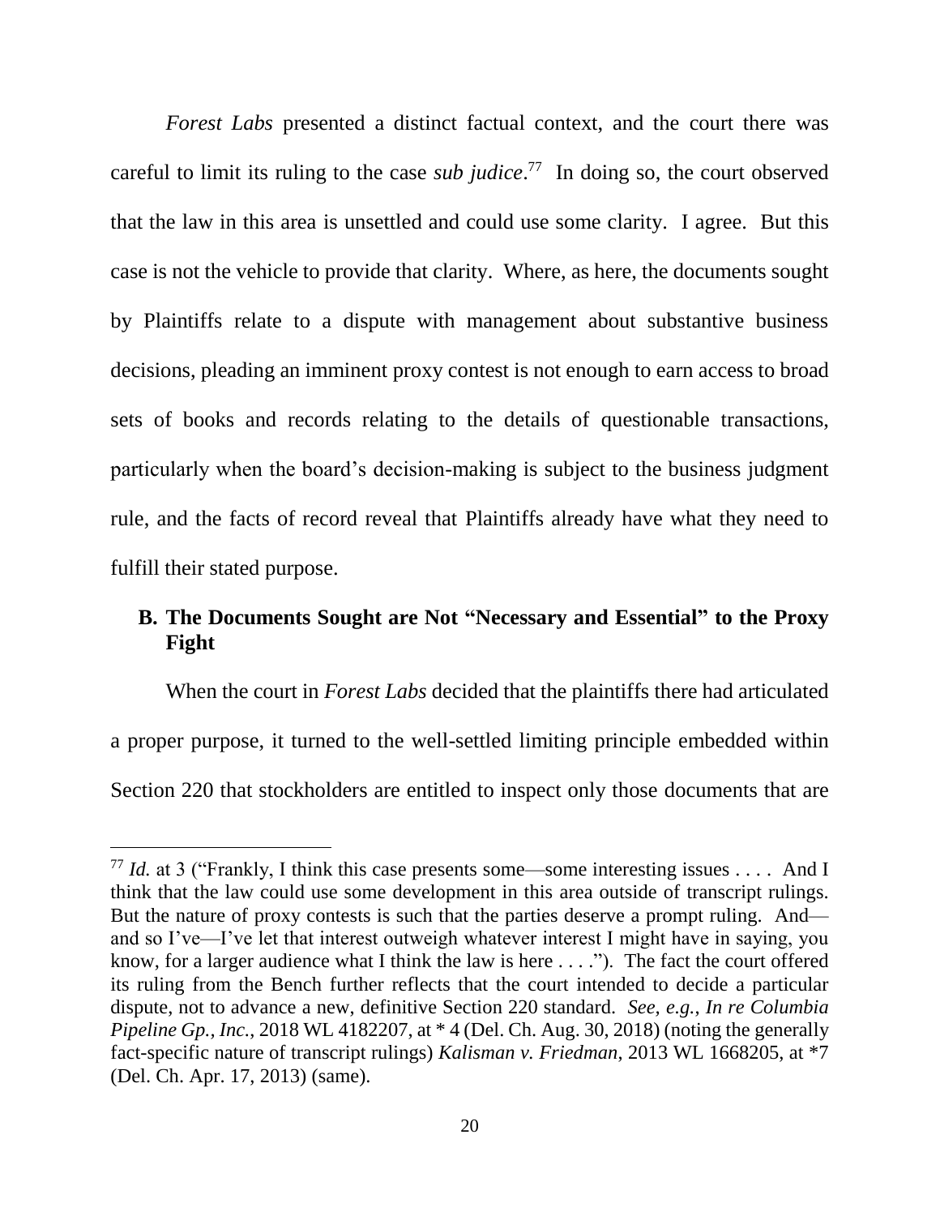*Forest Labs* presented a distinct factual context, and the court there was careful to limit its ruling to the case *sub judice*.[77] In doing so, the court observed that the law in this area is unsettled and could use some clarity. I agree. But this case is not the vehicle to provide that clarity. Where, as here, the documents sought by Plaintiffs relate to a dispute with management about substantive business decisions, pleading an imminent proxy contest is not enough to earn access to broad sets of books and records relating to the details of questionable transactions, particularly when the board's decision-making is subject to the business judgment rule, and the facts of record reveal that Plaintiffs already have what they need to fulfill their stated purpose.

### B. The Documents Sought are Not "Necessary and Essential" to the Proxy Fight

When the court in *Forest Labs* decided that the plaintiffs there had articulated a proper purpose, it turned to the well-settled limiting principle embedded within Section 220 that stockholders are entitled to inspect only those documents that are

---

[77] *Id.* at 3 ("Frankly, I think this case presents some—some interesting issues . . . . And I think that the law could use some development in this area outside of transcript rulings. But the nature of proxy contests is such that the parties deserve a prompt ruling. And—and so I've—I've let that interest outweigh whatever interest I might have in saying, you know, for a larger audience what I think the law is here . . . ."). The fact the court offered its ruling from the Bench further reflects that the court intended to decide a particular dispute, not to advance a new, definitive Section 220 standard. *See, e.g.*, *In re Columbia Pipeline Gp., Inc.*, 2018 WL 4182207, at * 4 (Del. Ch. Aug. 30, 2018) (noting the generally fact-specific nature of transcript rulings) *Kalisman v. Friedman*, 2013 WL 1668205, at *7 (Del. Ch. Apr. 17, 2013) (same).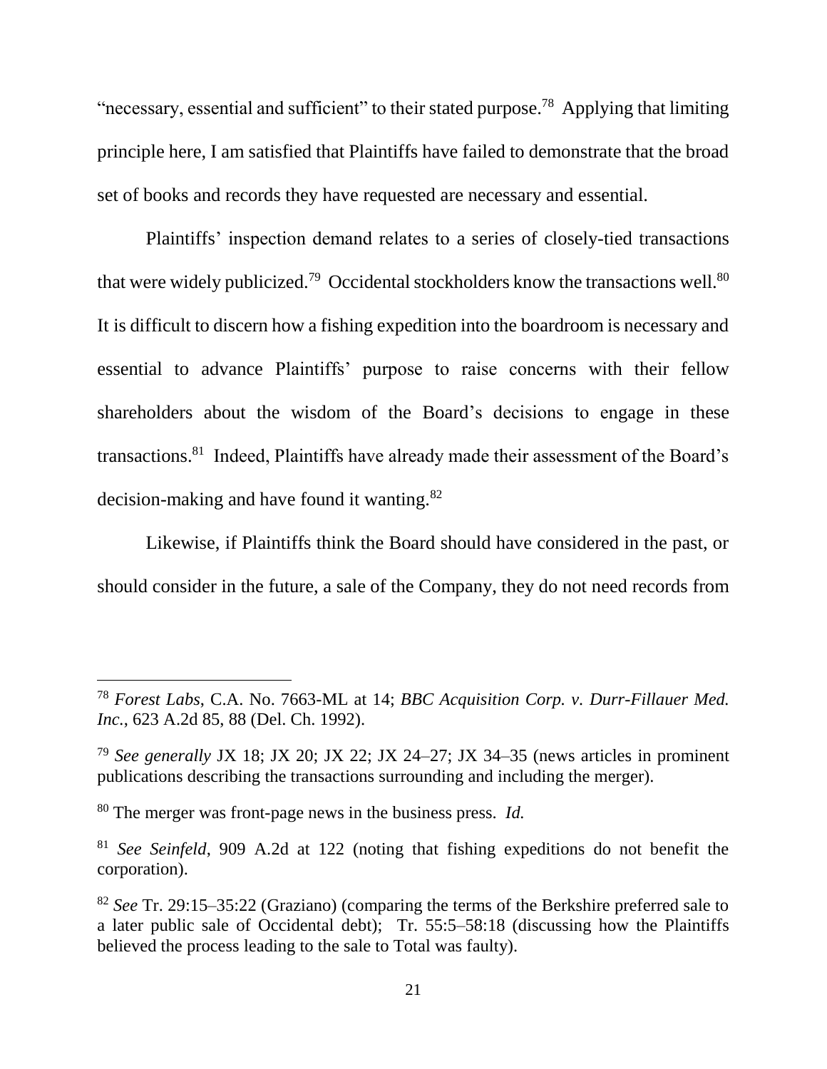"necessary, essential and sufficient" to their stated purpose.[78] Applying that limiting principle here, I am satisfied that Plaintiffs have failed to demonstrate that the broad set of books and records they have requested are necessary and essential.

Plaintiffs' inspection demand relates to a series of closely-tied transactions that were widely publicized.[79] Occidental stockholders know the transactions well.[80] It is difficult to discern how a fishing expedition into the boardroom is necessary and essential to advance Plaintiffs' purpose to raise concerns with their fellow shareholders about the wisdom of the Board's decisions to engage in these transactions.[81] Indeed, Plaintiffs have already made their assessment of the Board's decision-making and have found it wanting.[82]

Likewise, if Plaintiffs think the Board should have considered in the past, or should consider in the future, a sale of the Company, they do not need records from

---

[78] *Forest Labs*, C.A. No. 7663-ML at 14; *BBC Acquisition Corp. v. Durr-Fillauer Med. Inc.*, 623 A.2d 85, 88 (Del. Ch. 1992).

[79] *See generally* JX 18; JX 20; JX 22; JX 24–27; JX 34–35 (news articles in prominent publications describing the transactions surrounding and including the merger).

[80] The merger was front-page news in the business press. *Id.*

[81] *See Seinfeld*, 909 A.2d at 122 (noting that fishing expeditions do not benefit the corporation).

[82] *See* Tr. 29:15–35:22 (Graziano) (comparing the terms of the Berkshire preferred sale to a later public sale of Occidental debt); Tr. 55:5–58:18 (discussing how the Plaintiffs believed the process leading to the sale to Total was faulty).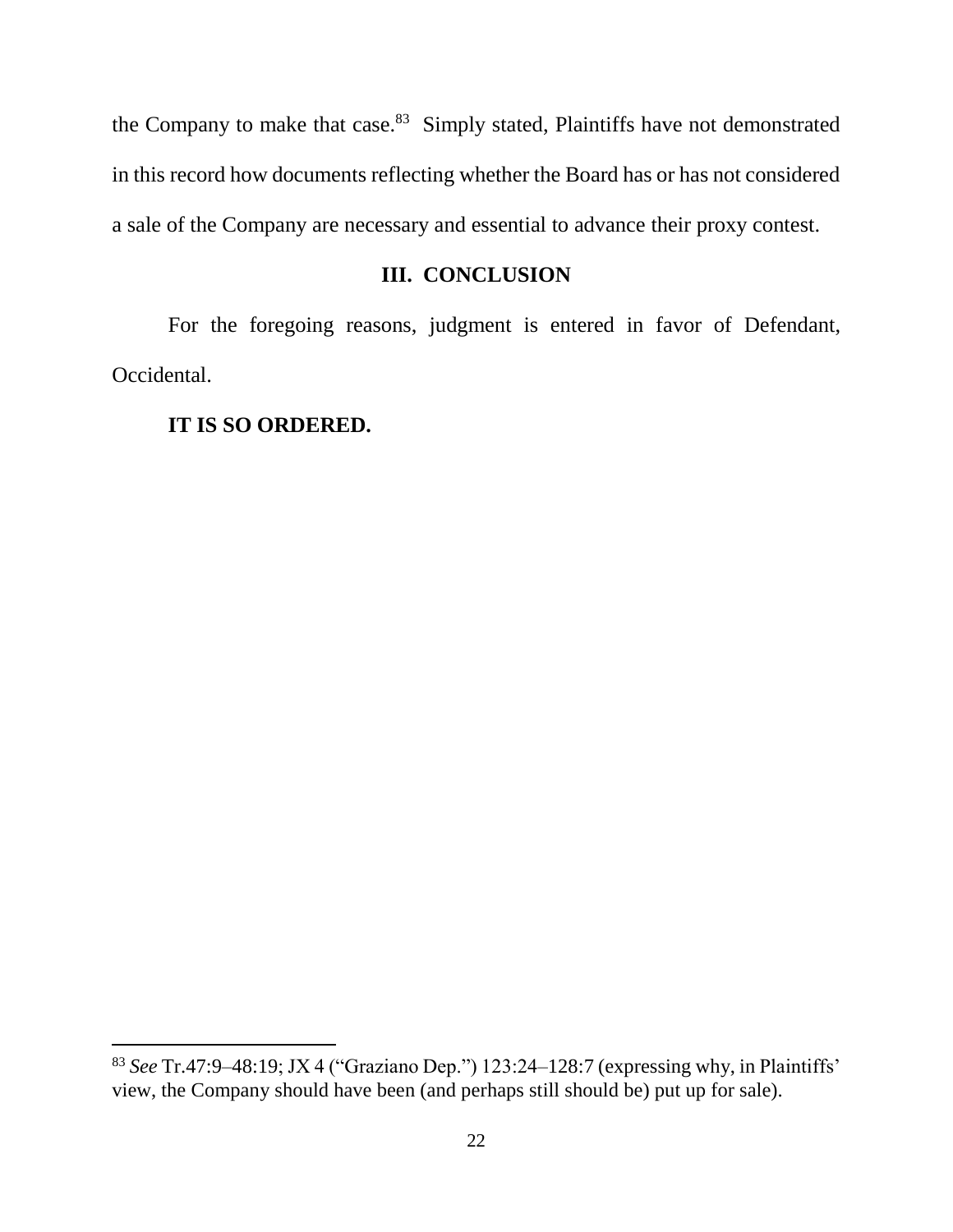the Company to make that case.[83] Simply stated, Plaintiffs have not demonstrated in this record how documents reflecting whether the Board has or has not considered a sale of the Company are necessary and essential to advance their proxy contest.

## III. CONCLUSION

For the foregoing reasons, judgment is entered in favor of Defendant, Occidental.

**IT IS SO ORDERED.**

---

[83] *See* Tr.47:9–48:19; JX 4 ("Graziano Dep.") 123:24–128:7 (expressing why, in Plaintiffs' view, the Company should have been (and perhaps still should be) put up for sale).